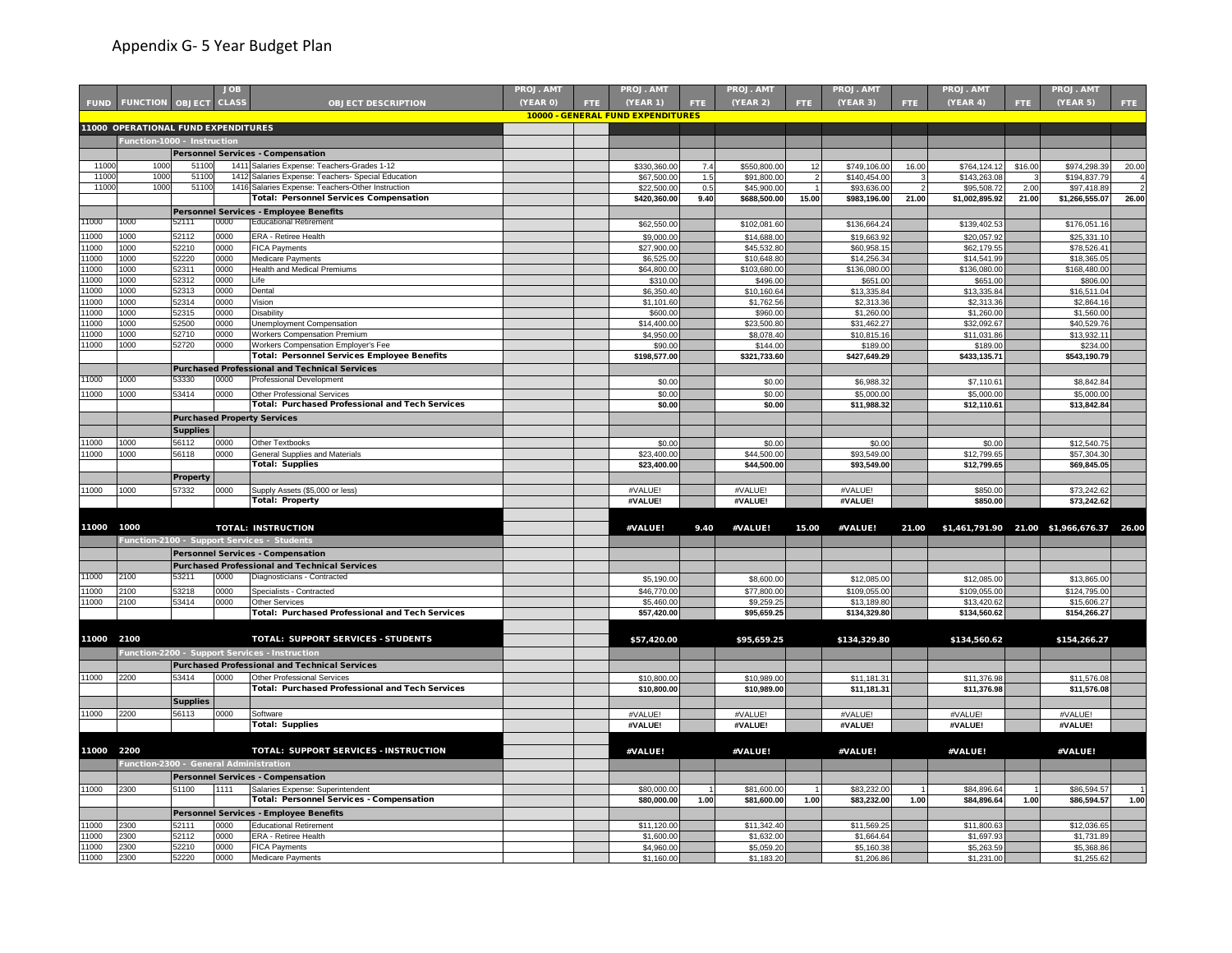# Appendix G- 5 Year Budget Plan

| FUND | FUNCTION | OBJECT | JOB CLASS | OBJECT DESCRIPTION | PROJ. AMT (YEAR 0) | FTE | PROJ. AMT (YEAR 1) | FTE | PROJ. AMT (YEAR 2) | FTE | PROJ. AMT (YEAR 3) | FTE | PROJ. AMT (YEAR 4) | FTE | PROJ. AMT (YEAR 5) | FTE |
|---|---|---|---|---|---|---|---|---|---|---|---|---|---|---|---|---|
| | | | | | | | 10000 - GENERAL FUND EXPENDITURES | | | | | | | | | |
| 11000 OPERATIONAL FUND EXPENDITURES | | | | | | | | | | | | | | | | |
| Function-1000 - Instruction | | | | | | | | | | | | | | | | |
| | | Personnel Services - Compensation | | | | | | | | | | | | | | |
| 11000 | 1000 | 51100 | 1411 | Salaries Expense: Teachers-Grades 1-12 | | | $330,360.00 | 7.4 | $550,800.00 | 12 | $749,106.00 | 16.00 | $764,124.12 | $16.00 | $974,298.39 | 20.00 |
| 11000 | 1000 | 51100 | 1412 | Salaries Expense: Teachers- Special Education | | | $67,500.00 | 1.5 | $91,800.00 | 2 | $140,454.00 | 3 | $143,263.08 | 3 | $194,837.79 | 4 |
| 11000 | 1000 | 51100 | 1416 | Salaries Expense: Teachers-Other Instruction | | | $22,500.00 | 0.5 | $45,900.00 | 1 | $93,636.00 | 2 | $95,508.72 | 2.00 | $97,418.89 | 2 |
| | | | | Total: Personnel Services Compensation | | | $420,360.00 | 9.40 | $688,500.00 | 15.00 | $983,196.00 | 21.00 | $1,002,895.92 | 21.00 | $1,266,555.07 | 26.00 |
| | | Personnel Services - Employee Benefits | | | | | | | | | | | | | | |
| 11000 | 1000 | 52111 | 0000 | Educational Retirement | | | $62,550.00 | | $102,081.60 | | $136,664.24 | | $139,402.53 | | $176,051.16 | |
| 11000 | 1000 | 52112 | 0000 | ERA - Retiree Health | | | $9,000.00 | | $14,688.00 | | $19,663.92 | | $20,057.92 | | $25,331.10 | |
| 11000 | 1000 | 52210 | 0000 | FICA Payments | | | $27,900.00 | | $45,532.80 | | $60,958.15 | | $62,179.55 | | $78,526.41 | |
| 11000 | 1000 | 52220 | 0000 | Medicare Payments | | | $6,525.00 | | $10,648.80 | | $14,256.34 | | $14,541.99 | | $18,365.05 | |
| 11000 | 1000 | 52311 | 0000 | Health and Medical Premiums | | | $64,800.00 | | $103,680.00 | | $136,080.00 | | $136,080.00 | | $168,480.00 | |
| 11000 | 1000 | 52312 | 0000 | Life | | | $310.00 | | $496.00 | | $651.00 | | $651.00 | | $806.00 | |
| 11000 | 1000 | 52313 | 0000 | Dental | | | $6,350.40 | | $10,160.64 | | $13,335.84 | | $13,335.84 | | $16,511.04 | |
| 11000 | 1000 | 52314 | 0000 | Vision | | | $1,101.60 | | $1,762.56 | | $2,313.36 | | $2,313.36 | | $2,864.16 | |
| 11000 | 1000 | 52315 | 0000 | Disability | | | $600.00 | | $960.00 | | $1,260.00 | | $1,260.00 | | $1,560.00 | |
| 11000 | 1000 | 52500 | 0000 | Unemployment Compensation | | | $14,400.00 | | $23,500.80 | | $31,462.27 | | $32,092.67 | | $40,529.76 | |
| 11000 | 1000 | 52710 | 0000 | Workers Compensation Premium | | | $4,950.00 | | $8,078.40 | | $10,815.16 | | $11,031.86 | | $13,932.11 | |
| 11000 | 1000 | 52720 | 0000 | Workers Compensation Employer's Fee | | | $90.00 | | $144.00 | | $189.00 | | $189.00 | | $234.00 | |
| | | | | Total: Personnel Services Employee Benefits | | | $198,577.00 | | $321,733.60 | | $427,649.29 | | $433,135.71 | | $543,190.79 | |
| | | Purchased Professional and Technical Services | | | | | | | | | | | | | | |
| 11000 | 1000 | 53330 | 0000 | Professional Development | | | $0.00 | | $0.00 | | $6,988.32 | | $7,110.61 | | $8,842.84 | |
| 11000 | 1000 | 53414 | 0000 | Other Professional Services | | | $0.00 | | $0.00 | | $5,000.00 | | $5,000.00 | | $5,000.00 | |
| | | | | Total: Purchased Professional and Tech Services | | | $0.00 | | $0.00 | | $11,988.32 | | $12,110.61 | | $13,842.84 | |
| | | Purchased Property Services | | | | | | | | | | | | | | |
| | | Supplies | | | | | | | | | | | | | | |
| 11000 | 1000 | 56112 | 0000 | Other Textbooks | | | $0.00 | | $0.00 | | $0.00 | | $0.00 | | $12,540.75 | |
| 11000 | 1000 | 56118 | 0000 | General Supplies and Materials | | | $23,400.00 | | $44,500.00 | | $93,549.00 | | $12,799.65 | | $57,304.30 | |
| | | | | Total: Supplies | | | $23,400.00 | | $44,500.00 | | $93,549.00 | | $12,799.65 | | $69,845.05 | |
| | | Property | | | | | | | | | | | | | | |
| 11000 | 1000 | 57332 | 0000 | Supply Assets ($5,000 or less) | | | #VALUE! | | #VALUE! | | #VALUE! | | $850.00 | | $73,242.62 | |
| | | | | Total: Property | | | #VALUE! | | #VALUE! | | #VALUE! | | $850.00 | | $73,242.62 | |
| 11000 | 1000 | | | TOTAL: INSTRUCTION | | | #VALUE! | 9.40 | #VALUE! | 15.00 | #VALUE! | 21.00 | $1,461,791.90 | 21.00 | $1,966,676.37 | 26.00 |
| Function-2100 - Support Services - Students | | | | | | | | | | | | | | | | |
| | | Personnel Services - Compensation | | | | | | | | | | | | | | |
| | | Purchased Professional and Technical Services | | | | | | | | | | | | | | |
| 11000 | 2100 | 53211 | 0000 | Diagnosticians - Contracted | | | $5,190.00 | | $8,600.00 | | $12,085.00 | | $12,085.00 | | $13,865.00 | |
| 11000 | 2100 | 53218 | 0000 | Specialists - Contracted | | | $46,770.00 | | $77,800.00 | | $109,055.00 | | $109,055.00 | | $124,795.00 | |
| 11000 | 2100 | 53414 | 0000 | Other Services | | | $5,460.00 | | $9,259.25 | | $13,189.80 | | $13,420.62 | | $15,606.27 | |
| | | | | Total: Purchased Professional and Tech Services | | | $57,420.00 | | $95,659.25 | | $134,329.80 | | $134,560.62 | | $154,266.27 | |
| 11000 | 2100 | | | TOTAL: SUPPORT SERVICES - STUDENTS | | | $57,420.00 | | $95,659.25 | | $134,329.80 | | $134,560.62 | | $154,266.27 | |
| Function-2200 - Support Services - Instruction | | | | | | | | | | | | | | | | |
| | | Purchased Professional and Technical Services | | | | | | | | | | | | | | |
| 11000 | 2200 | 53414 | 0000 | Other Professional Services | | | $10,800.00 | | $10,989.00 | | $11,181.31 | | $11,376.98 | | $11,576.08 | |
| | | | | Total: Purchased Professional and Tech Services | | | $10,800.00 | | $10,989.00 | | $11,181.31 | | $11,376.98 | | $11,576.08 | |
| | | Supplies | | | | | | | | | | | | | | |
| 11000 | 2200 | 56113 | 0000 | Software | | | #VALUE! | | #VALUE! | | #VALUE! | | #VALUE! | | #VALUE! | |
| | | | | Total: Supplies | | | #VALUE! | | #VALUE! | | #VALUE! | | #VALUE! | | #VALUE! | |
| 11000 | 2200 | | | TOTAL: SUPPORT SERVICES - INSTRUCTION | | | #VALUE! | | #VALUE! | | #VALUE! | | #VALUE! | | #VALUE! | |
| Function-2300 - General Administration | | | | | | | | | | | | | | | | |
| | | Personnel Services - Compensation | | | | | | | | | | | | | | |
| 11000 | 2300 | 51100 | 1111 | Salaries Expense: Superintendent | | | $80,000.00 | 1 | $81,600.00 | 1 | $83,232.00 | 1 | $84,896.64 | 1 | $86,594.57 | 1 |
| | | | | Total: Personnel Services - Compensation | | | $80,000.00 | 1.00 | $81,600.00 | 1.00 | $83,232.00 | 1.00 | $84,896.64 | 1.00 | $86,594.57 | 1.00 |
| | | Personnel Services - Employee Benefits | | | | | | | | | | | | | | |
| 11000 | 2300 | 52111 | 0000 | Educational Retirement | | | $11,120.00 | | $11,342.40 | | $11,569.25 | | $11,800.63 | | $12,036.65 | |
| 11000 | 2300 | 52112 | 0000 | ERA - Retiree Health | | | $1,600.00 | | $1,632.00 | | $1,664.64 | | $1,697.93 | | $1,731.89 | |
| 11000 | 2300 | 52210 | 0000 | FICA Payments | | | $4,960.00 | | $5,059.20 | | $5,160.38 | | $5,263.59 | | $5,368.86 | |
| 11000 | 2300 | 52220 | 0000 | Medicare Payments | | | $1,160.00 | | $1,183.20 | | $1,206.86 | | $1,231.00 | | $1,255.62 | |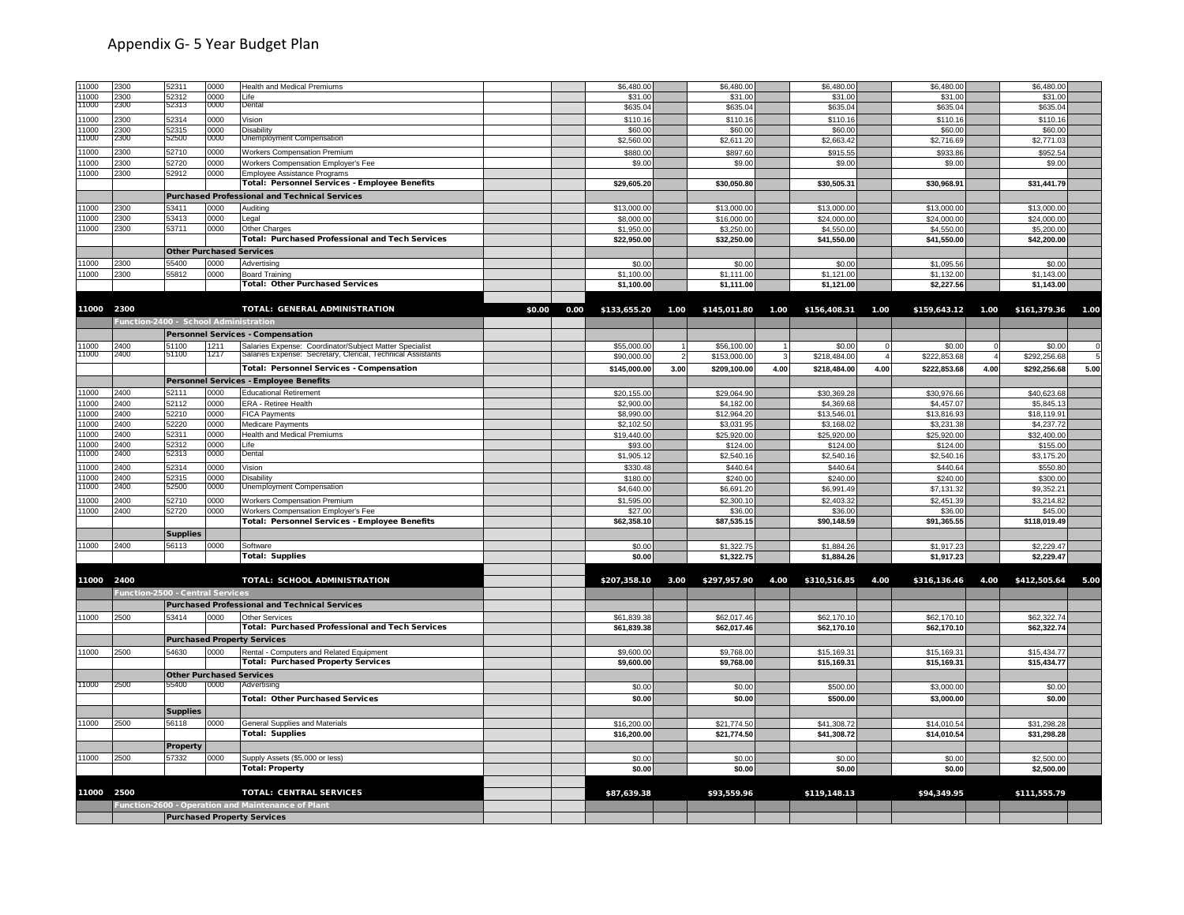# Appendix G- 5 Year Budget Plan

| | | | | | | | | | | | | | | | | |
|---|---|---|---|---|---|---|---|---|---|---|---|---|---|---|---|---|
| 11000 | 2300 | 52311 | 0000 | Health and Medical Premiums | | | $6,480.00 | | $6,480.00 | | $6,480.00 | | $6,480.00 | | $6,480.00 | |
| 11000 | 2300 | 52312 | 0000 | Life | | | $31.00 | | $31.00 | | $31.00 | | $31.00 | | $31.00 | |
| 11000 | 2300 | 52313 | 0000 | Dental | | | $635.04 | | $635.04 | | $635.04 | | $635.04 | | $635.04 | |
| 11000 | 2300 | 52314 | 0000 | Vision | | | $110.16 | | $110.16 | | $110.16 | | $110.16 | | $110.16 | |
| 11000 | 2300 | 52315 | 0000 | Disability | | | $60.00 | | $60.00 | | $60.00 | | $60.00 | | $60.00 | |
| 11000 | 2300 | 52500 | 0000 | Unemployment Compensation | | | $2,560.00 | | $2,611.20 | | $2,663.42 | | $2,716.69 | | $2,771.03 | |
| 11000 | 2300 | 52710 | 0000 | Workers Compensation Premium | | | $880.00 | | $897.60 | | $915.55 | | $933.86 | | $952.54 | |
| 11000 | 2300 | 52720 | 0000 | Workers Compensation Employer's Fee | | | $9.00 | | $9.00 | | $9.00 | | $9.00 | | $9.00 | |
| 11000 | 2300 | 52912 | 0000 | Employee Assistance Programs | | | | | | | | | | | | |
| | | | | **Total: Personnel Services - Employee Benefits** | | | **$29,605.20** | | **$30,050.80** | | **$30,505.31** | | **$30,968.91** | | **$31,441.79** | |
| | | **Purchased Professional and Technical Services** | | | | | | | | | | | | | | |
| 11000 | 2300 | 53411 | 0000 | Auditing | | | $13,000.00 | | $13,000.00 | | $13,000.00 | | $13,000.00 | | $13,000.00 | |
| 11000 | 2300 | 53413 | 0000 | Legal | | | $8,000.00 | | $16,000.00 | | $24,000.00 | | $24,000.00 | | $24,000.00 | |
| 11000 | 2300 | 53711 | 0000 | Other Charges | | | $1,950.00 | | $3,250.00 | | $4,550.00 | | $4,550.00 | | $5,200.00 | |
| | | | | **Total: Purchased Professional and Tech Services** | | | **$22,950.00** | | **$32,250.00** | | **$41,550.00** | | **$41,550.00** | | **$42,200.00** | |
| | | **Other Purchased Services** | | | | | | | | | | | | | | |
| 11000 | 2300 | 55400 | 0000 | Advertising | | | $0.00 | | $0.00 | | $0.00 | | $1,095.56 | | $0.00 | |
| 11000 | 2300 | 55812 | 0000 | Board Training | | | $1,100.00 | | $1,111.00 | | $1,121.00 | | $1,132.00 | | $1,143.00 | |
| | | | | **Total: Other Purchased Services** | | | **$1,100.00** | | **$1,111.00** | | **$1,121.00** | | **$2,227.56** | | **$1,143.00** | |
| **11000** | **2300** | | | **TOTAL: GENERAL ADMINISTRATION** | **$0.00** | **0.00** | **$133,655.20** | **1.00** | **$145,011.80** | **1.00** | **$156,408.31** | **1.00** | **$159,643.12** | **1.00** | **$161,379.36** | **1.00** |
| | **Function-2400 - School Administration** | | | | | | | | | | | | | | | |
| | | **Personnel Services - Compensation** | | | | | | | | | | | | | | |
| 11000 | 2400 | 51100 | 1211 | Salaries Expense: Coordinator/Subject Matter Specialist | | | $55,000.00 | 1 | $56,100.00 | 1 | $0.00 | 0 | $0.00 | 0 | $0.00 | 0 |
| 11000 | 2400 | 51100 | 1217 | Salaries Expense: Secretary, Clerical, Technical Assistants | | | $90,000.00 | 2 | $153,000.00 | 3 | $218,484.00 | 4 | $222,853.68 | 4 | $292,256.68 | 5 |
| | | | | **Total: Personnel Services - Compensation** | | | **$145,000.00** | **3.00** | **$209,100.00** | **4.00** | **$218,484.00** | **4.00** | **$222,853.68** | **4.00** | **$292,256.68** | **5.00** |
| | | **Personnel Services - Employee Benefits** | | | | | | | | | | | | | | |
| 11000 | 2400 | 52111 | 0000 | Educational Retirement | | | $20,155.00 | | $29,064.90 | | $30,369.28 | | $30,976.66 | | $40,623.68 | |
| 11000 | 2400 | 52112 | 0000 | ERA - Retiree Health | | | $2,900.00 | | $4,182.00 | | $4,369.68 | | $4,457.07 | | $5,845.13 | |
| 11000 | 2400 | 52210 | 0000 | FICA Payments | | | $8,990.00 | | $12,964.20 | | $13,546.01 | | $13,816.93 | | $18,119.91 | |
| 11000 | 2400 | 52220 | 0000 | Medicare Payments | | | $2,102.50 | | $3,031.95 | | $3,168.02 | | $3,231.38 | | $4,237.72 | |
| 11000 | 2400 | 52311 | 0000 | Health and Medical Premiums | | | $19,440.00 | | $25,920.00 | | $25,920.00 | | $25,920.00 | | $32,400.00 | |
| 11000 | 2400 | 52312 | 0000 | Life | | | $93.00 | | $124.00 | | $124.00 | | $124.00 | | $155.00 | |
| 11000 | 2400 | 52313 | 0000 | Dental | | | $1,905.12 | | $2,540.16 | | $2,540.16 | | $2,540.16 | | $3,175.20 | |
| 11000 | 2400 | 52314 | 0000 | Vision | | | $330.48 | | $440.64 | | $440.64 | | $440.64 | | $550.80 | |
| 11000 | 2400 | 52315 | 0000 | Disability | | | $180.00 | | $240.00 | | $240.00 | | $240.00 | | $300.00 | |
| 11000 | 2400 | 52500 | 0000 | Unemployment Compensation | | | $4,640.00 | | $6,691.20 | | $6,991.49 | | $7,131.32 | | $9,352.21 | |
| 11000 | 2400 | 52710 | 0000 | Workers Compensation Premium | | | $1,595.00 | | $2,300.10 | | $2,403.32 | | $2,451.39 | | $3,214.82 | |
| 11000 | 2400 | 52720 | 0000 | Workers Compensation Employer's Fee | | | $27.00 | | $36.00 | | $36.00 | | $36.00 | | $45.00 | |
| | | | | **Total: Personnel Services - Employee Benefits** | | | **$62,358.10** | | **$87,535.15** | | **$90,148.59** | | **$91,365.55** | | **$118,019.49** | |
| | | **Supplies** | | | | | | | | | | | | | | |
| 11000 | 2400 | 56113 | 0000 | Software | | | $0.00 | | $1,322.75 | | $1,884.26 | | $1,917.23 | | $2,229.47 | |
| | | | | **Total: Supplies** | | | **$0.00** | | **$1,322.75** | | **$1,884.26** | | **$1,917.23** | | **$2,229.47** | |
| **11000** | **2400** | | | **TOTAL: SCHOOL ADMINISTRATION** | | | **$207,358.10** | **3.00** | **$297,957.90** | **4.00** | **$310,516.85** | **4.00** | **$316,136.46** | **4.00** | **$412,505.64** | **5.00** |
| | **Function-2500 - Central Services** | | | | | | | | | | | | | | | |
| | | **Purchased Professional and Technical Services** | | | | | | | | | | | | | | |
| 11000 | 2500 | 53414 | 0000 | Other Services | | | $61,839.38 | | $62,017.46 | | $62,170.10 | | $62,170.10 | | $62,322.74 | |
| | | | | **Total: Purchased Professional and Tech Services** | | | **$61,839.38** | | **$62,017.46** | | **$62,170.10** | | **$62,170.10** | | **$62,322.74** | |
| | | **Purchased Property Services** | | | | | | | | | | | | | | |
| 11000 | 2500 | 54630 | 0000 | Rental - Computers and Related Equipment | | | $9,600.00 | | $9,768.00 | | $15,169.31 | | $15,169.31 | | $15,434.77 | |
| | | | | **Total: Purchased Property Services** | | | **$9,600.00** | | **$9,768.00** | | **$15,169.31** | | **$15,169.31** | | **$15,434.77** | |
| | | **Other Purchased Services** | | | | | | | | | | | | | | |
| 11000 | 2500 | 55400 | 0000 | Advertising | | | $0.00 | | $0.00 | | $500.00 | | $3,000.00 | | $0.00 | |
| | | | | **Total: Other Purchased Services** | | | **$0.00** | | **$0.00** | | **$500.00** | | **$3,000.00** | | **$0.00** | |
| | | **Supplies** | | | | | | | | | | | | | | |
| 11000 | 2500 | 56118 | 0000 | General Supplies and Materials | | | $16,200.00 | | $21,774.50 | | $41,308.72 | | $14,010.54 | | $31,298.28 | |
| | | | | **Total: Supplies** | | | **$16,200.00** | | **$21,774.50** | | **$41,308.72** | | **$14,010.54** | | **$31,298.28** | |
| | | **Property** | | | | | | | | | | | | | | |
| 11000 | 2500 | 57332 | 0000 | Supply Assets ($5,000 or less) | | | $0.00 | | $0.00 | | $0.00 | | $0.00 | | $2,500.00 | |
| | | | | **Total: Property** | | | **$0.00** | | **$0.00** | | **$0.00** | | **$0.00** | | **$2,500.00** | |
| **11000** | **2500** | | | **TOTAL: CENTRAL SERVICES** | | | **$87,639.38** | | **$93,559.96** | | **$119,148.13** | | **$94,349.95** | | **$111,555.79** | |
| | **Function-2600 - Operation and Maintenance of Plant** | | | | | | | | | | | | | | | |
| | | **Purchased Property Services** | | | | | | | | | | | | | | |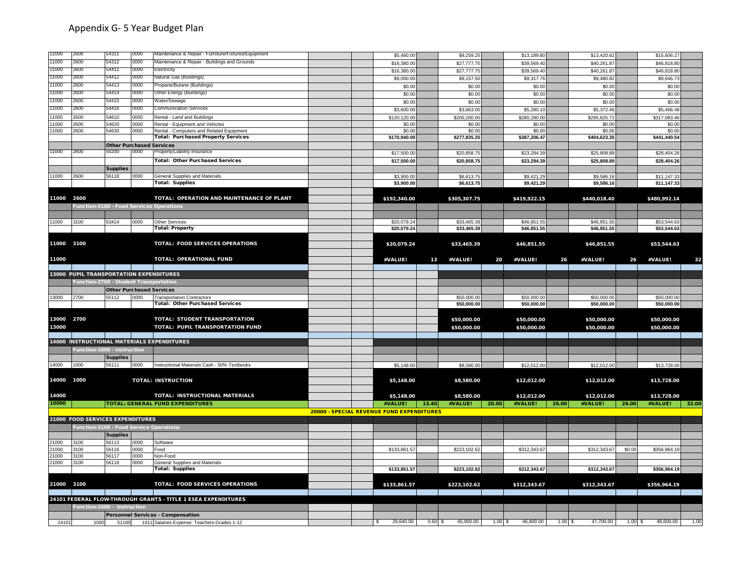# Appendix G- 5 Year Budget Plan

| Fund | Function | Object | Program | Description | | | Year 1 | | Year 2 | | Year 3 | | Year 4 | | Year 5 | |
|---|---|---|---|---|---|---|---|---|---|---|---|---|---|---|---|---|
| 11000 | 2600 | 54311 | 0000 | Maintenance & Repair - Furniture/Fixtures/Equipment | | | $5,460.00 | | $9,259.25 | | $13,189.80 | | $13,420.62 | | $15,606.27 | |
| 11000 | 2600 | 54312 | 0000 | Maintenance & Repair - Buildings and Grounds | | | $16,380.00 | | $27,777.75 | | $39,569.40 | | $40,261.87 | | $46,818.80 | |
| 11000 | 2600 | 54411 | 0000 | Electricity | | | $16,380.00 | | $27,777.75 | | $39,569.40 | | $40,261.87 | | $46,818.80 | |
| 11000 | 2600 | 54412 | 0000 | Natural Gas (Buildings) | | | $9,000.00 | | $9,157.50 | | $9,317.76 | | $9,480.82 | | $9,646.73 | |
| 11000 | 2600 | 54413 | 0000 | Propane/Butane (Buildings) | | | $0.00 | | $0.00 | | $0.00 | | $0.00 | | $0.00 | |
| 11000 | 2600 | 54414 | 0000 | Other Energy (Buildings) | | | $0.00 | | $0.00 | | $0.00 | | $0.00 | | $0.00 | |
| 11000 | 2600 | 54415 | 0000 | Water/Sewage | | | $0.00 | | $0.00 | | $0.00 | | $0.00 | | $0.00 | |
| 11000 | 2600 | 54416 | 0000 | Communication Services | | | $3,600.00 | | $3,663.00 | | $5,280.10 | | $5,372.46 | | $5,466.48 | |
| 11000 | 2600 | 54610 | 0000 | Rental - Land and Buildings | | | $120,120.00 | | $200,200.00 | | $280,280.00 | | $295,825.71 | | $317,083.46 | |
| 11000 | 2600 | 54620 | 0000 | Rental - Equipment and Vehicles | | | $0.00 | | $0.00 | | $0.00 | | $0.00 | | $0.00 | |
| 11000 | 2600 | 54630 | 0000 | Rental - Computers and Related Equipment | | | $0.00 | | $0.00 | | $0.00 | | $0.00 | | $0.00 | |
| | | | | **Total: Purchased Property Services** | | | **$170,940.00** | | **$277,835.25** | | **$387,206.47** | | **$404,623.35** | | **$441,440.54** | |
| | | **Other Purchased Services** | | | | | | | | | | | | | | |
| 11000 | 2600 | 55200 | 0000 | Property/Liability Insurance | | | $17,500.00 | | $20,858.75 | | $23,294.39 | | $25,808.89 | | $28,404.26 | |
| | | | | **Total: Other Purchased Services** | | | **$17,500.00** | | **$20,858.75** | | **$23,294.39** | | **$25,808.89** | | **$28,404.26** | |
| | | **Supplies** | | | | | | | | | | | | | | |
| 11000 | 2600 | 56118 | 0000 | General Supplies and Materials | | | $3,900.00 | | $6,613.75 | | $9,421.29 | | $9,586.16 | | $11,147.33 | |
| | | | | **Total: Supplies** | | | **$3,900.00** | | **$6,613.75** | | **$9,421.29** | | **$9,586.16** | | **$11,147.33** | |
| **11000** | **2600** | | | **TOTAL: OPERATION AND MAINTENANCE OF PLANT** | | | **$192,340.00** | | **$305,307.75** | | **$419,922.15** | | **$440,018.40** | | **$480,992.14** | |
| | **Function-3100 - Food Services Operations** | | | | | | | | | | | | | | | |
| 11000 | 3100 | 53414 | 0000 | Other Services | | | $20,079.24 | | $33,465.39 | | $46,851.55 | | $46,851.55 | | $53,544.63 | |
| | | | | **Total: Property** | | | **$20,079.24** | | **$33,465.39** | | **$46,851.55** | | **$46,851.55** | | **$53,544.63** | |
| **11000** | **3100** | | | **TOTAL: FOOD SERVICES OPERATIONS** | | | **$20,079.24** | | **$33,465.39** | | **$46,851.55** | | **$46,851.55** | | **$53,544.63** | |
| **11000** | | | | **TOTAL: OPERATIONAL FUND** | | | **#VALUE!** | **13** | **#VALUE!** | **20** | **#VALUE!** | **26** | **#VALUE!** | **26** | **#VALUE!** | **32** |
| **13000 PUPIL TRANSPORTATION EXPENDITURES** | | | | | | | | | | | | | | | | |
| | **Function-2700 - Student Transportation** | | | | | | | | | | | | | | | |
| | | **Other Purchased Services** | | | | | | | | | | | | | | |
| 13000 | 2700 | 55112 | 0000 | Transportation Contractors | | | | | $50,000.00 | | $50,000.00 | | $50,000.00 | | $50,000.00 | |
| | | | | **Total: Other Purchased Services** | | | | | **$50,000.00** | | **$50,000.00** | | **$50,000.00** | | **$50,000.00** | |
| **13000** | **2700** | | | **TOTAL: STUDENT TRANSPORTATION** | | | | | **$50,000.00** | | **$50,000.00** | | **$50,000.00** | | **$50,000.00** | |
| **13000** | | | | **TOTAL: PUPIL TRANSPORTATION FUND** | | | | | **$50,000.00** | | **$50,000.00** | | **$50,000.00** | | **$50,000.00** | |
| **14000 INSTRUCTIONAL MATERIALS EXPENDITURES** | | | | | | | | | | | | | | | | |
| | **Function-1000 - Instruction** | | | | | | | | | | | | | | | |
| | | **Supplies** | | | | | | | | | | | | | | |
| 14000 | 1000 | 56111 | 0000 | Instructional Materials Cash - 50% Textbooks | | | $5,148.00 | | $8,580.00 | | $12,012.00 | | $12,012.00 | | $13,728.00 | |
| **14000** | **1000** | | | **TOTAL: INSTRUCTION** | | | **$5,148.00** | | **$8,580.00** | | **$12,012.00** | | **$12,012.00** | | **$13,728.00** | |
| **14000** | | | | **TOTAL: INSTRUCTIONAL MATERIALS** | | | **$5,148.00** | | **$8,580.00** | | **$12,012.00** | | **$12,012.00** | | **$13,728.00** | |
| **10000** | | **TOTAL: GENERAL FUND EXPENDITURES** | | | | | **#VALUE!** | **13.40** | **#VALUE!** | **20.00** | **#VALUE!** | **26.00** | **#VALUE!** | **26.00** | **#VALUE!** | **32.00** |
| | | | | | **20000 - SPECIAL REVENUE FUND EXPENDITURES** | | | | | | | | | | | |
| **21000 FOOD SERVICES EXPENDITURES** | | | | | | | | | | | | | | | | |
| | **Function-3100 - Food Service Operations** | | | | | | | | | | | | | | | |
| | | **Supplies** | | | | | | | | | | | | | | |
| 21000 | 3100 | 56113 | 0000 | Software | | | | | | | | | | | | |
| 21000 | 3100 | 56116 | 0000 | Food | | | $133,861.57 | | $223,102.62 | | $312,343.67 | | $312,343.67 | $0.00 | $356,964.19 | |
| 21000 | 3100 | 56117 | 0000 | Non-Food | | | | | | | | | | | | |
| 21000 | 3100 | 56118 | 0000 | General Supplies and Materials | | | | | | | | | | | | |
| | | | | **Total: Supplies** | | | **$133,861.57** | | **$223,102.62** | | **$312,343.67** | | **$312,343.67** | | **$356,964.19** | |
| **21000** | **3100** | | | **TOTAL: FOOD SERVICES OPERATIONS** | | | **$133,861.57** | | **$223,102.62** | | **$312,343.67** | | **$312,343.67** | | **$356,964.19** | |
| **24101 FEDERAL FLOW-THROUGH GRANTS - TITLE 1 ESEA EXPENDITURES** | | | | | | | | | | | | | | | | |
| | **Function-1000 - Instruction** | | | | | | | | | | | | | | | |
| | | **Personnel Services - Compensation** | | | | | | | | | | | | | | |
| 24101 | 1000 | 51100 | 1411 | Salaries Expense: Teachers-Grades 1-12 | | | $ 29,640.00 | 0.60 | $ 45,900.00 | 1.00 | $ 46,800.00 | 1.00 | $ 47,700.00 | 1.00 | $ 48,600.00 | 1.00 |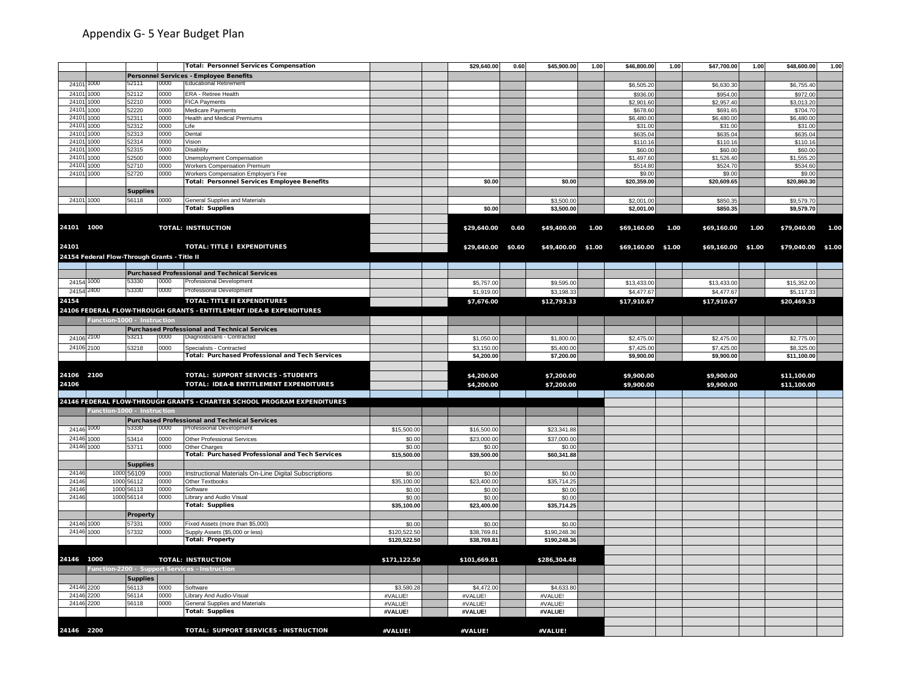# Appendix G- 5 Year Budget Plan

| | | | | Total: Personnel Services Compensation | | | $29,640.00 | 0.60 | $45,900.00 | 1.00 | $46,800.00 | 1.00 | $47,700.00 | 1.00 | $48,600.00 | 1.00 |
|---|---|---|---|---|---|---|---|---|---|---|---|---|---|---|---|---|
| | | | | **Personnel Services - Employee Benefits** | | | | | | | | | | | | |
| 24101 | 1000 | 52111 | 0000 | Educational Retirement | | | | | | | $6,505.20 | | $6,630.30 | | $6,755.40 | |
| 24101 | 1000 | 52112 | 0000 | ERA - Retiree Health | | | | | | | $936.00 | | $954.00 | | $972.00 | |
| 24101 | 1000 | 52210 | 0000 | FICA Payments | | | | | | | $2,901.60 | | $2,957.40 | | $3,013.20 | |
| 24101 | 1000 | 52220 | 0000 | Medicare Payments | | | | | | | $678.60 | | $691.65 | | $704.70 | |
| 24101 | 1000 | 52311 | 0000 | Health and Medical Premiums | | | | | | | $6,480.00 | | $6,480.00 | | $6,480.00 | |
| 24101 | 1000 | 52312 | 0000 | Life | | | | | | | $31.00 | | $31.00 | | $31.00 | |
| 24101 | 1000 | 52313 | 0000 | Dental | | | | | | | $635.04 | | $635.04 | | $635.04 | |
| 24101 | 1000 | 52314 | 0000 | Vision | | | | | | | $110.16 | | $110.16 | | $110.16 | |
| 24101 | 1000 | 52315 | 0000 | Disability | | | | | | | $60.00 | | $60.00 | | $60.00 | |
| 24101 | 1000 | 52500 | 0000 | Unemployment Compensation | | | | | | | $1,497.60 | | $1,526.40 | | $1,555.20 | |
| 24101 | 1000 | 52710 | 0000 | Workers Compensation Premium | | | | | | | $514.80 | | $524.70 | | $534.60 | |
| 24101 | 1000 | 52720 | 0000 | Workers Compensation Employer's Fee | | | | | | | $9.00 | | $9.00 | | $9.00 | |
| | | | | **Total: Personnel Services Employee Benefits** | | | $0.00 | | $0.00 | | $20,359.00 | | $20,609.65 | | $20,860.30 | |
| | | **Supplies** | | | | | | | | | | | | | | |
| 24101 | 1000 | 56118 | 0000 | General Supplies and Materials | | | | | $3,500.00 | | $2,001.00 | | $850.35 | | $9,579.70 | |
| | | | | **Total: Supplies** | | | $0.00 | | $3,500.00 | | $2,001.00 | | $850.35 | | $9,579.70 | |
| **24101** | **1000** | | | **TOTAL: INSTRUCTION** | | | **$29,640.00** | **0.60** | **$49,400.00** | **1.00** | **$69,160.00** | **1.00** | **$69,160.00** | **1.00** | **$79,040.00** | **1.00** |
| **24101** | | | | **TOTAL: TITLE I EXPENDITURES** | | | **$29,640.00** | **$0.60** | **$49,400.00** | **$1.00** | **$69,160.00** | **$1.00** | **$69,160.00** | **$1.00** | **$79,040.00** | **$1.00** |
| **24154 Federal Flow-Through Grants - Title II** | | | | | | | | | | | | | | | | |
| | | | | **Purchased Professional and Technical Services** | | | | | | | | | | | | |
| 24154 | 1000 | 53330 | 0000 | Professional Development | | | $5,757.00 | | $9,595.00 | | $13,433.00 | | $13,433.00 | | $15,352.00 | |
| 24154 | 2400 | 53330 | 0000 | Professional Development | | | $1,919.00 | | $3,198.33 | | $4,477.67 | | $4,477.67 | | $5,117.33 | |
| **24154** | | | | **TOTAL: TITLE II EXPENDITURES** | | | **$7,676.00** | | **$12,793.33** | | **$17,910.67** | | **$17,910.67** | | **$20,469.33** | |
| **24106 FEDERAL FLOW-THROUGH GRANTS - ENTITLEMENT IDEA-B EXPENDITURES** | | | | | | | | | | | | | | | | |
| **Function-1000 - Instruction** | | | | | | | | | | | | | | | | |
| | | | | **Purchased Professional and Technical Services** | | | | | | | | | | | | |
| 24106 | 2100 | 53211 | 0000 | Diagnosticians - Contracted | | | $1,050.00 | | $1,800.00 | | $2,475.00 | | $2,475.00 | | $2,775.00 | |
| 24106 | 2100 | 53218 | 0000 | Specialists - Contracted | | | $3,150.00 | | $5,400.00 | | $7,425.00 | | $7,425.00 | | $8,325.00 | |
| | | | | **Total: Purchased Professional and Tech Services** | | | $4,200.00 | | $7,200.00 | | $9,900.00 | | $9,900.00 | | $11,100.00 | |
| **24106** | **2100** | | | **TOTAL: SUPPORT SERVICES - STUDENTS** | | | **$4,200.00** | | **$7,200.00** | | **$9,900.00** | | **$9,900.00** | | **$11,100.00** | |
| **24106** | | | | **TOTAL: IDEA-B ENTITLEMENT EXPENDITURES** | | | **$4,200.00** | | **$7,200.00** | | **$9,900.00** | | **$9,900.00** | | **$11,100.00** | |
| **24146 FEDERAL FLOW-THROUGH GRANTS - CHARTER SCHOOL PROGRAM EXPENDITURES** | | | | | | | | | | | | | | | | |
| **Function-1000 - Instruction** | | | | | | | | | | | | | | | | |
| | | | | **Purchased Professional and Technical Services** | | | | | | | | | | | | |
| 24146 | 1000 | 53330 | 0000 | Professional Development | $15,500.00 | | $16,500.00 | | $23,341.88 | | | | | | | |
| 24146 | 1000 | 53414 | 0000 | Other Professional Services | $0.00 | | $23,000.00 | | $37,000.00 | | | | | | | |
| 24146 | 1000 | 53711 | 0000 | Other Charges | $0.00 | | $0.00 | | $0.00 | | | | | | | |
| | | | | **Total: Purchased Professional and Tech Services** | $15,500.00 | | $39,500.00 | | $60,341.88 | | | | | | | |
| | | **Supplies** | | | | | | | | | | | | | | |
| 24146 | 1000 | 56109 | 0000 | Instructional Materials On-Line Digital Subscriptions | $0.00 | | $0.00 | | $0.00 | | | | | | | |
| 24146 | 1000 | 56112 | 0000 | Other Textbooks | $35,100.00 | | $23,400.00 | | $35,714.25 | | | | | | | |
| 24146 | 1000 | 56113 | 0000 | Software | $0.00 | | $0.00 | | $0.00 | | | | | | | |
| 24146 | 1000 | 56114 | 0000 | Library and Audio Visual | $0.00 | | $0.00 | | $0.00 | | | | | | | |
| | | | | **Total: Supplies** | $35,100.00 | | $23,400.00 | | $35,714.25 | | | | | | | |
| | | **Property** | | | | | | | | | | | | | | |
| 24146 | 1000 | 57331 | 0000 | Fixed Assets (more than $5,000) | $0.00 | | $0.00 | | $0.00 | | | | | | | |
| 24146 | 1000 | 57332 | 0000 | Supply Assets ($5,000 or less) | $120,522.50 | | $38,769.81 | | $190,248.36 | | | | | | | |
| | | | | **Total: Property** | $120,522.50 | | $38,769.81 | | $190,248.36 | | | | | | | |
| **24146** | **1000** | | | **TOTAL: INSTRUCTION** | **$171,122.50** | | **$101,669.81** | | **$286,304.48** | | | | | | | |
| **Function-2200 - Support Services - Instruction** | | | | | | | | | | | | | | | | |
| | | **Supplies** | | | | | | | | | | | | | | |
| 24146 | 2200 | 56113 | 0000 | Software | $3,580.28 | | $4,472.00 | | $4,633.80 | | | | | | | |
| 24146 | 2200 | 56114 | 0000 | Library And Audio-Visual | #VALUE! | | #VALUE! | | #VALUE! | | | | | | | |
| 24146 | 2200 | 56118 | 0000 | General Supplies and Materials | #VALUE! | | #VALUE! | | #VALUE! | | | | | | | |
| | | | | **Total: Supplies** | #VALUE! | | #VALUE! | | #VALUE! | | | | | | | |
| **24146** | **2200** | | | **TOTAL: SUPPORT SERVICES - INSTRUCTION** | **#VALUE!** | | **#VALUE!** | | **#VALUE!** | | | | | | | |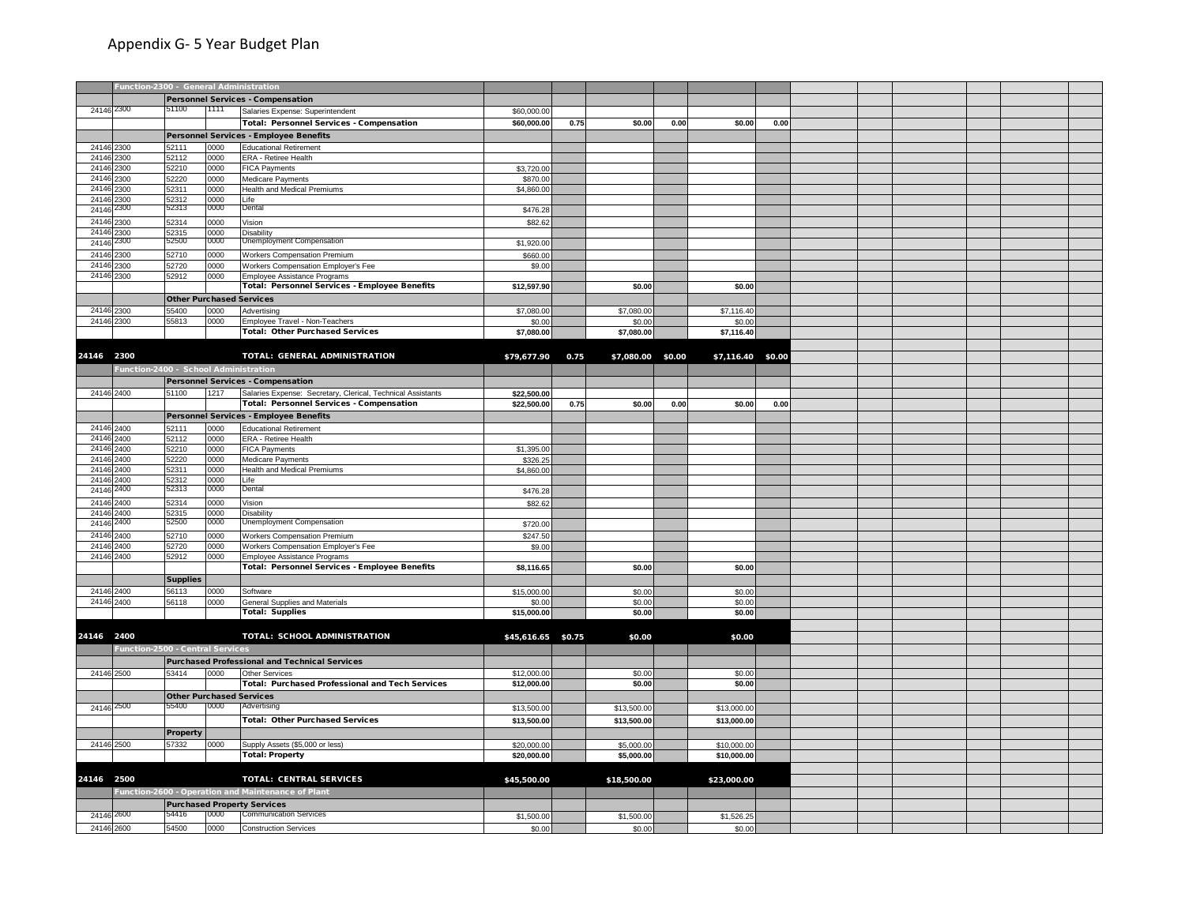# Appendix G- 5 Year Budget Plan

| | | | | | | | | | | | | | | | | | |
|---|---|---|---|---|---|---|---|---|---|---|---|---|---|---|---|---|---|
| | Function-2300 - General Administration | | | | | | | | | | | | | | | | |
| | | Personnel Services - Compensation | | | | | | | | | | | | | | | |
| 24146 | 2300 | 51100 | 1111 | Salaries Expense: Superintendent | $60,000.00 | | | | | | | | | | | | |
| | | | | Total: Personnel Services - Compensation | $60,000.00 | 0.75 | $0.00 | 0.00 | $0.00 | 0.00 | | | | | | | |
| | | Personnel Services - Employee Benefits | | | | | | | | | | | | | | | |
| 24146 | 2300 | 52111 | 0000 | Educational Retirement | | | | | | | | | | | | | |
| 24146 | 2300 | 52112 | 0000 | ERA - Retiree Health | | | | | | | | | | | | | |
| 24146 | 2300 | 52210 | 0000 | FICA Payments | $3,720.00 | | | | | | | | | | | | |
| 24146 | 2300 | 52220 | 0000 | Medicare Payments | $870.00 | | | | | | | | | | | | |
| 24146 | 2300 | 52311 | 0000 | Health and Medical Premiums | $4,860.00 | | | | | | | | | | | | |
| 24146 | 2300 | 52312 | 0000 | Life | | | | | | | | | | | | | |
| 24146 | 2300 | 52313 | 0000 | Dental | $476.28 | | | | | | | | | | | | |
| 24146 | 2300 | 52314 | 0000 | Vision | $82.62 | | | | | | | | | | | | |
| 24146 | 2300 | 52315 | 0000 | Disability | | | | | | | | | | | | | |
| 24146 | 2300 | 52500 | 0000 | Unemployment Compensation | $1,920.00 | | | | | | | | | | | | |
| 24146 | 2300 | 52710 | 0000 | Workers Compensation Premium | $660.00 | | | | | | | | | | | | |
| 24146 | 2300 | 52720 | 0000 | Workers Compensation Employer's Fee | $9.00 | | | | | | | | | | | | |
| 24146 | 2300 | 52912 | 0000 | Employee Assistance Programs | | | | | | | | | | | | | |
| | | | | Total: Personnel Services - Employee Benefits | $12,597.90 | | $0.00 | | $0.00 | | | | | | | | |
| | | Other Purchased Services | | | | | | | | | | | | | | | |
| 24146 | 2300 | 55400 | 0000 | Advertising | $7,080.00 | | $7,080.00 | | $7,116.40 | | | | | | | | |
| 24146 | 2300 | 55813 | 0000 | Employee Travel - Non-Teachers | $0.00 | | $0.00 | | $0.00 | | | | | | | | |
| | | | | Total: Other Purchased Services | $7,080.00 | | $7,080.00 | | $7,116.40 | | | | | | | | |
| 24146 | 2300 | | | TOTAL: GENERAL ADMINISTRATION | $79,677.90 | 0.75 | $7,080.00 | $0.00 | $7,116.40 | $0.00 | | | | | | | |
| | Function-2400 - School Administration | | | | | | | | | | | | | | | | |
| | | Personnel Services - Compensation | | | | | | | | | | | | | | | |
| 24146 | 2400 | 51100 | 1217 | Salaries Expense: Secretary, Clerical, Technical Assistants | $22,500.00 | | | | | | | | | | | | |
| | | | | Total: Personnel Services - Compensation | $22,500.00 | 0.75 | $0.00 | 0.00 | $0.00 | 0.00 | | | | | | | |
| | | Personnel Services - Employee Benefits | | | | | | | | | | | | | | | |
| 24146 | 2400 | 52111 | 0000 | Educational Retirement | | | | | | | | | | | | | |
| 24146 | 2400 | 52112 | 0000 | ERA - Retiree Health | | | | | | | | | | | | | |
| 24146 | 2400 | 52210 | 0000 | FICA Payments | $1,395.00 | | | | | | | | | | | | |
| 24146 | 2400 | 52220 | 0000 | Medicare Payments | $326.25 | | | | | | | | | | | | |
| 24146 | 2400 | 52311 | 0000 | Health and Medical Premiums | $4,860.00 | | | | | | | | | | | | |
| 24146 | 2400 | 52312 | 0000 | Life | | | | | | | | | | | | | |
| 24146 | 2400 | 52313 | 0000 | Dental | $476.28 | | | | | | | | | | | | |
| 24146 | 2400 | 52314 | 0000 | Vision | $82.62 | | | | | | | | | | | | |
| 24146 | 2400 | 52315 | 0000 | Disability | | | | | | | | | | | | | |
| 24146 | 2400 | 52500 | 0000 | Unemployment Compensation | $720.00 | | | | | | | | | | | | |
| 24146 | 2400 | 52710 | 0000 | Workers Compensation Premium | $247.50 | | | | | | | | | | | | |
| 24146 | 2400 | 52720 | 0000 | Workers Compensation Employer's Fee | $9.00 | | | | | | | | | | | | |
| 24146 | 2400 | 52912 | 0000 | Employee Assistance Programs | | | | | | | | | | | | | |
| | | | | Total: Personnel Services - Employee Benefits | $8,116.65 | | $0.00 | | $0.00 | | | | | | | | |
| | | Supplies | | | | | | | | | | | | | | | |
| 24146 | 2400 | 56113 | 0000 | Software | $15,000.00 | | $0.00 | | $0.00 | | | | | | | | |
| 24146 | 2400 | 56118 | 0000 | General Supplies and Materials | $0.00 | | $0.00 | | $0.00 | | | | | | | | |
| | | | | Total: Supplies | $15,000.00 | | $0.00 | | $0.00 | | | | | | | | |
| 24146 | 2400 | | | TOTAL: SCHOOL ADMINISTRATION | $45,616.65 | $0.75 | $0.00 | | $0.00 | | | | | | | | |
| | Function-2500 - Central Services | | | | | | | | | | | | | | | | |
| | | Purchased Professional and Technical Services | | | | | | | | | | | | | | | |
| 24146 | 2500 | 53414 | 0000 | Other Services | $12,000.00 | | $0.00 | | $0.00 | | | | | | | | |
| | | | | Total: Purchased Professional and Tech Services | $12,000.00 | | $0.00 | | $0.00 | | | | | | | | |
| | | Other Purchased Services | | | | | | | | | | | | | | | |
| 24146 | 2500 | 55400 | 0000 | Advertising | $13,500.00 | | $13,500.00 | | $13,000.00 | | | | | | | | |
| | | | | Total: Other Purchased Services | $13,500.00 | | $13,500.00 | | $13,000.00 | | | | | | | | |
| | | Property | | | | | | | | | | | | | | | |
| 24146 | 2500 | 57332 | 0000 | Supply Assets ($5,000 or less) | $20,000.00 | | $5,000.00 | | $10,000.00 | | | | | | | | |
| | | | | Total: Property | $20,000.00 | | $5,000.00 | | $10,000.00 | | | | | | | | |
| 24146 | 2500 | | | TOTAL: CENTRAL SERVICES | $45,500.00 | | $18,500.00 | | $23,000.00 | | | | | | | | |
| | Function-2600 - Operation and Maintenance of Plant | | | | | | | | | | | | | | | | |
| | | Purchased Property Services | | | | | | | | | | | | | | | |
| 24146 | 2600 | 54416 | 0000 | Communication Services | $1,500.00 | | $1,500.00 | | $1,526.25 | | | | | | | | |
| 24146 | 2600 | 54500 | 0000 | Construction Services | $0.00 | | $0.00 | | $0.00 | | | | | | | | |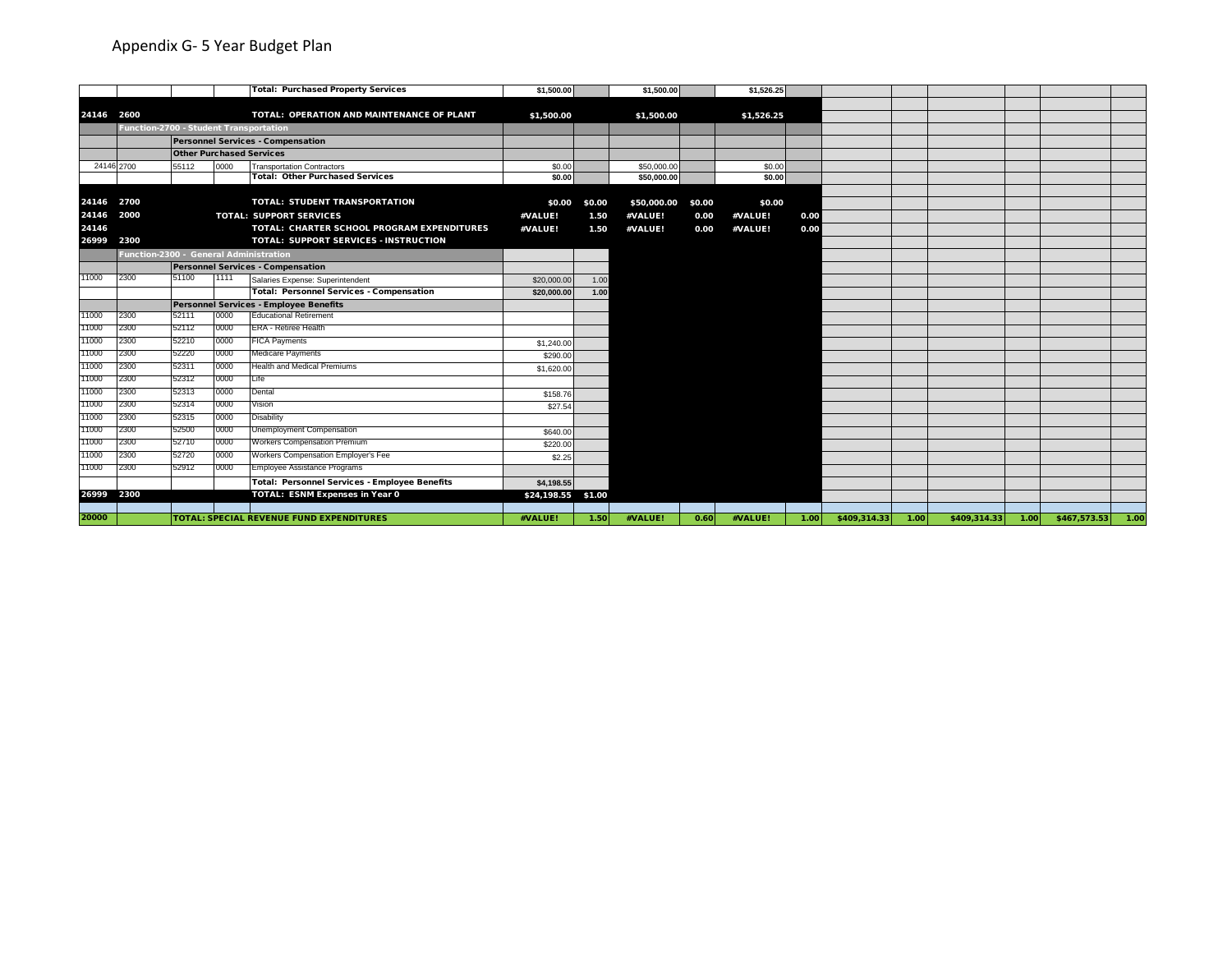# Appendix G- 5 Year Budget Plan

| | | | | | | | | | | | | | | | | |
|---|---|---|---|---|---|---|---|---|---|---|---|---|---|---|---|---|
| | | | | Total: Purchased Property Services | $1,500.00 | | $1,500.00 | | $1,526.25 | | | | | | | |
| 24146 | 2600 | | | TOTAL: OPERATION AND MAINTENANCE OF PLANT | $1,500.00 | | $1,500.00 | | $1,526.25 | | | | | | | |
| | Function-2700 - Student Transportation | | | | | | | | | | | | | | | |
| | | Personnel Services - Compensation | | | | | | | | | | | | | | |
| | | Other Purchased Services | | | | | | | | | | | | | | |
| 24146 | 2700 | 55112 | 0000 | Transportation Contractors | $0.00 | | $50,000.00 | | $0.00 | | | | | | | |
| | | | | Total: Other Purchased Services | $0.00 | | $50,000.00 | | $0.00 | | | | | | | |
| 24146 | 2700 | | | TOTAL: STUDENT TRANSPORTATION | $0.00 | $0.00 | $50,000.00 | $0.00 | $0.00 | | | | | | | |
| 24146 | 2000 | | | TOTAL: SUPPORT SERVICES | #VALUE! | 1.50 | #VALUE! | 0.00 | #VALUE! | 0.00 | | | | | | |
| 24146 | | | | TOTAL: CHARTER SCHOOL PROGRAM EXPENDITURES | #VALUE! | 1.50 | #VALUE! | 0.00 | #VALUE! | 0.00 | | | | | | |
| 26999 | 2300 | | | TOTAL: SUPPORT SERVICES - INSTRUCTION | | | | | | | | | | | | |
| | Function-2300 - General Administration | | | | | | | | | | | | | | | |
| | | Personnel Services - Compensation | | | | | | | | | | | | | | |
| 11000 | 2300 | 51100 | 1111 | Salaries Expense: Superintendent | $20,000.00 | 1.00 | | | | | | | | | | |
| | | | | Total: Personnel Services - Compensation | $20,000.00 | 1.00 | | | | | | | | | | |
| | | Personnel Services - Employee Benefits | | | | | | | | | | | | | | |
| 11000 | 2300 | 52111 | 0000 | Educational Retirement | | | | | | | | | | | | |
| 11000 | 2300 | 52112 | 0000 | ERA - Retiree Health | | | | | | | | | | | | |
| 11000 | 2300 | 52210 | 0000 | FICA Payments | $1,240.00 | | | | | | | | | | | |
| 11000 | 2300 | 52220 | 0000 | Medicare Payments | $290.00 | | | | | | | | | | | |
| 11000 | 2300 | 52311 | 0000 | Health and Medical Premiums | $1,620.00 | | | | | | | | | | | |
| 11000 | 2300 | 52312 | 0000 | Life | | | | | | | | | | | | |
| 11000 | 2300 | 52313 | 0000 | Dental | $158.76 | | | | | | | | | | | |
| 11000 | 2300 | 52314 | 0000 | Vision | $27.54 | | | | | | | | | | | |
| 11000 | 2300 | 52315 | 0000 | Disability | | | | | | | | | | | | |
| 11000 | 2300 | 52500 | 0000 | Unemployment Compensation | $640.00 | | | | | | | | | | | |
| 11000 | 2300 | 52710 | 0000 | Workers Compensation Premium | $220.00 | | | | | | | | | | | |
| 11000 | 2300 | 52720 | 0000 | Workers Compensation Employer's Fee | $2.25 | | | | | | | | | | | |
| 11000 | 2300 | 52912 | 0000 | Employee Assistance Programs | | | | | | | | | | | | |
| | | | | Total: Personnel Services - Employee Benefits | $4,198.55 | | | | | | | | | | | |
| 26999 | 2300 | | | TOTAL: ESNM Expenses in Year 0 | $24,198.55 | $1.00 | | | | | | | | | | |
| 20000 | | | | TOTAL: SPECIAL REVENUE FUND EXPENDITURES | #VALUE! | 1.50 | #VALUE! | 0.60 | #VALUE! | 1.00 | $409,314.33 | 1.00 | $409,314.33 | 1.00 | $467,573.53 | 1.00 |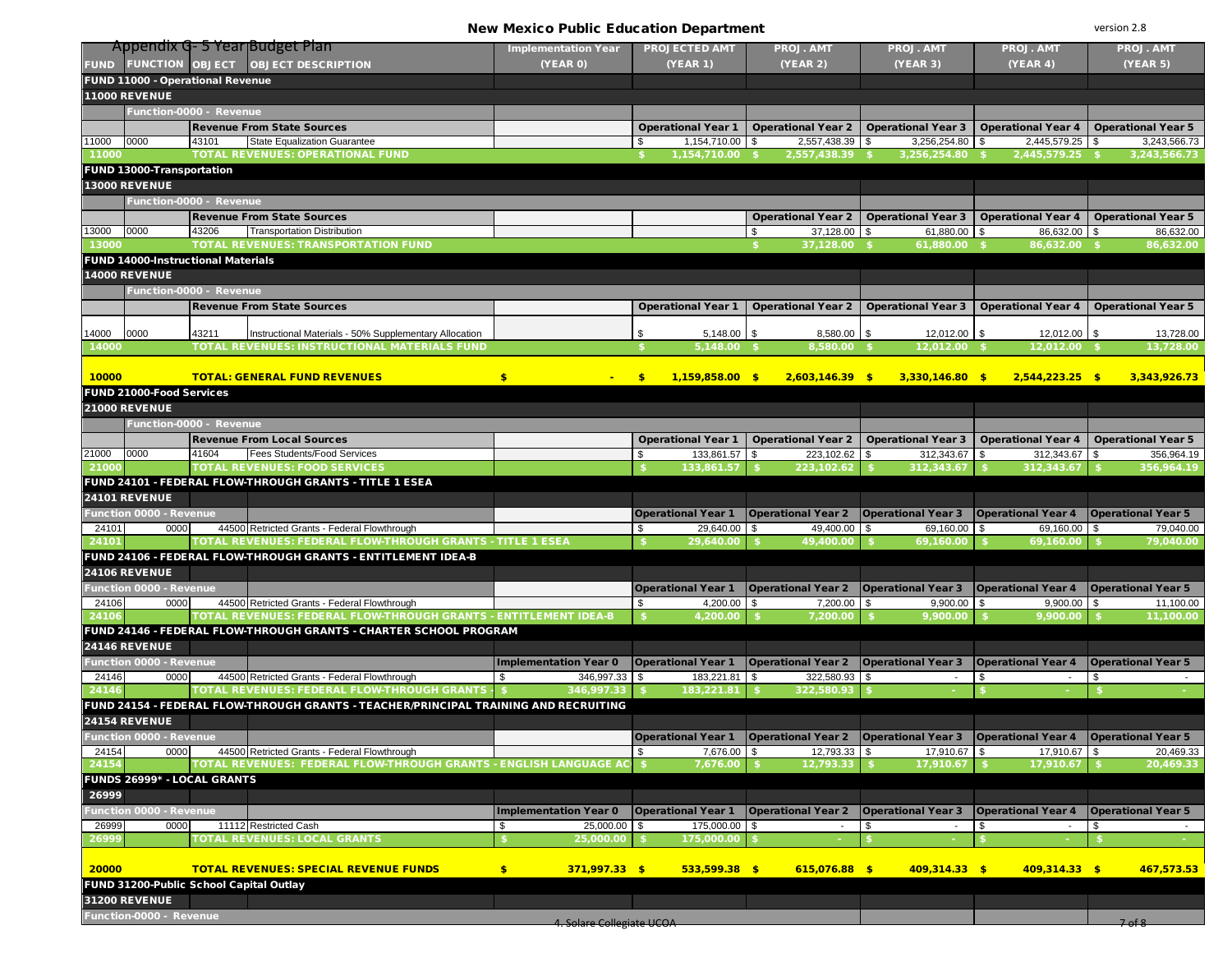**New Mexico Public Education Department** version 2.8

| Appendix G- 5 Year Budget Plan | | | | Implementation Year | PROJECTED AMT | PROJ. AMT | PROJ. AMT | PROJ. AMT | PROJ. AMT |
|---|---|---|---|---|---|---|---|---|---|
| FUND | FUNCTION | OBJECT | OBJECT DESCRIPTION | (YEAR 0) | (YEAR 1) | (YEAR 2) | (YEAR 3) | (YEAR 4) | (YEAR 5) |
| **FUND 11000 - Operational Revenue** | | | | | | | | | |
| **11000 REVENUE** | | | | | | | | | |
| | Function-0000 - Revenue | | | | | | | | |
| | | | Revenue From State Sources | | Operational Year 1 | Operational Year 2 | Operational Year 3 | Operational Year 4 | Operational Year 5 |
| 11000 | 0000 | 43101 | State Equalization Guarantee | | $ 1,154,710.00 | $ 2,557,438.39 | $ 3,256,254.80 | $ 2,445,579.25 | $ 3,243,566.73 |
| 11000 | | | TOTAL REVENUES: OPERATIONAL FUND | | $ 1,154,710.00 | $ 2,557,438.39 | $ 3,256,254.80 | $ 2,445,579.25 | $ 3,243,566.73 |
| **FUND 13000-Transportation** | | | | | | | | | |
| **13000 REVENUE** | | | | | | | | | |
| | Function-0000 - Revenue | | | | | | | | |
| | | | Revenue From State Sources | | | Operational Year 2 | Operational Year 3 | Operational Year 4 | Operational Year 5 |
| 13000 | 0000 | 43206 | Transportation Distribution | | | $ 37,128.00 | $ 61,880.00 | $ 86,632.00 | $ 86,632.00 |
| 13000 | | | TOTAL REVENUES: TRANSPORTATION FUND | | | $ 37,128.00 | $ 61,880.00 | $ 86,632.00 | $ 86,632.00 |
| **FUND 14000-Instructional Materials** | | | | | | | | | |
| **14000 REVENUE** | | | | | | | | | |
| | Function-0000 - Revenue | | | | | | | | |
| | | | Revenue From State Sources | | Operational Year 1 | Operational Year 2 | Operational Year 3 | Operational Year 4 | Operational Year 5 |
| 14000 | 0000 | 43211 | Instructional Materials - 50% Supplementary Allocation | | $ 5,148.00 | $ 8,580.00 | $ 12,012.00 | $ 12,012.00 | $ 13,728.00 |
| 14000 | | | TOTAL REVENUES: INSTRUCTIONAL MATERIALS FUND | | $ 5,148.00 | $ 8,580.00 | $ 12,012.00 | $ 12,012.00 | $ 13,728.00 |
| **10000** | | | **TOTAL: GENERAL FUND REVENUES** | **$ -** | **$ 1,159,858.00** | **$ 2,603,146.39** | **$ 3,330,146.80** | **$ 2,544,223.25** | **$ 3,343,926.73** |
| **FUND 21000-Food Services** | | | | | | | | | |
| **21000 REVENUE** | | | | | | | | | |
| | Function-0000 - Revenue | | | | | | | | |
| | | | Revenue From Local Sources | | Operational Year 1 | Operational Year 2 | Operational Year 3 | Operational Year 4 | Operational Year 5 |
| 21000 | 0000 | 41604 | Fees Students/Food Services | | $ 133,861.57 | $ 223,102.62 | $ 312,343.67 | $ 312,343.67 | $ 356,964.19 |
| 21000 | | | TOTAL REVENUES: FOOD SERVICES | | $ 133,861.57 | $ 223,102.62 | $ 312,343.67 | $ 312,343.67 | $ 356,964.19 |
| **FUND 24101 - FEDERAL FLOW-THROUGH GRANTS - TITLE 1 ESEA** | | | | | | | | | |
| **24101 REVENUE** | | | | | | | | | |
| Function 0000 - Revenue | | | | | Operational Year 1 | Operational Year 2 | Operational Year 3 | Operational Year 4 | Operational Year 5 |
| 24101 | 0000 | 44500 | Retricted Grants - Federal Flowthrough | | $ 29,640.00 | $ 49,400.00 | $ 69,160.00 | $ 69,160.00 | $ 79,040.00 |
| 24101 | | | TOTAL REVENUES: FEDERAL FLOW-THROUGH GRANTS - TITLE 1 ESEA | | $ 29,640.00 | $ 49,400.00 | $ 69,160.00 | $ 69,160.00 | $ 79,040.00 |
| **FUND 24106 - FEDERAL FLOW-THROUGH GRANTS - ENTITLEMENT IDEA-B** | | | | | | | | | |
| **24106 REVENUE** | | | | | | | | | |
| Function 0000 - Revenue | | | | | Operational Year 1 | Operational Year 2 | Operational Year 3 | Operational Year 4 | Operational Year 5 |
| 24106 | 0000 | 44500 | Retricted Grants - Federal Flowthrough | | $ 4,200.00 | $ 7,200.00 | $ 9,900.00 | $ 9,900.00 | $ 11,100.00 |
| 24106 | | | TOTAL REVENUES: FEDERAL FLOW-THROUGH GRANTS - ENTITLEMENT IDEA-B | | $ 4,200.00 | $ 7,200.00 | $ 9,900.00 | $ 9,900.00 | $ 11,100.00 |
| **FUND 24146 - FEDERAL FLOW-THROUGH GRANTS - CHARTER SCHOOL PROGRAM** | | | | | | | | | |
| **24146 REVENUE** | | | | | | | | | |
| Function 0000 - Revenue | | | | Implementation Year 0 | Operational Year 1 | Operational Year 2 | Operational Year 3 | Operational Year 4 | Operational Year 5 |
| 24146 | 0000 | 44500 | Retricted Grants - Federal Flowthrough | $ 346,997.33 | $ 183,221.81 | $ 322,580.93 | $ - | $ - | $ - |
| 24146 | | | TOTAL REVENUES: FEDERAL FLOW-THROUGH GRANTS | $ 346,997.33 | $ 183,221.81 | $ 322,580.93 | $ - | $ - | $ - |
| **FUND 24154 - FEDERAL FLOW-THROUGH GRANTS - TEACHER/PRINCIPAL TRAINING AND RECRUITING** | | | | | | | | | |
| **24154 REVENUE** | | | | | | | | | |
| Function 0000 - Revenue | | | | | Operational Year 1 | Operational Year 2 | Operational Year 3 | Operational Year 4 | Operational Year 5 |
| 24154 | 0000 | 44500 | Retricted Grants - Federal Flowthrough | | $ 7,676.00 | $ 12,793.33 | $ 17,910.67 | $ 17,910.67 | $ 20,469.33 |
| 24154 | | | TOTAL REVENUES: FEDERAL FLOW-THROUGH GRANTS - ENGLISH LANGUAGE AC | | $ 7,676.00 | $ 12,793.33 | $ 17,910.67 | $ 17,910.67 | $ 20,469.33 |
| **FUNDS 26999* - LOCAL GRANTS** | | | | | | | | | |
| **26999** | | | | | | | | | |
| Function 0000 - Revenue | | | | Implementation Year 0 | Operational Year 1 | Operational Year 2 | Operational Year 3 | Operational Year 4 | Operational Year 5 |
| 26999 | 0000 | 11112 | Restricted Cash | $ 25,000.00 | $ 175,000.00 | $ - | $ - | $ - | $ - |
| 26999 | | | TOTAL REVENUES: LOCAL GRANTS | $ 25,000.00 | $ 175,000.00 | $ - | $ - | $ - | $ - |
| **20000** | | | **TOTAL REVENUES: SPECIAL REVENUE FUNDS** | **$ 371,997.33** | **$ 533,599.38** | **$ 615,076.88** | **$ 409,314.33** | **$ 409,314.33** | **$ 467,573.53** |
| **FUND 31200-Public School Capital Outlay** | | | | | | | | | |
| **31200 REVENUE** | | | | | | | | | |
| Function-0000 - Revenue | | | | | | | | | |

4. Solare Collegiate UCOA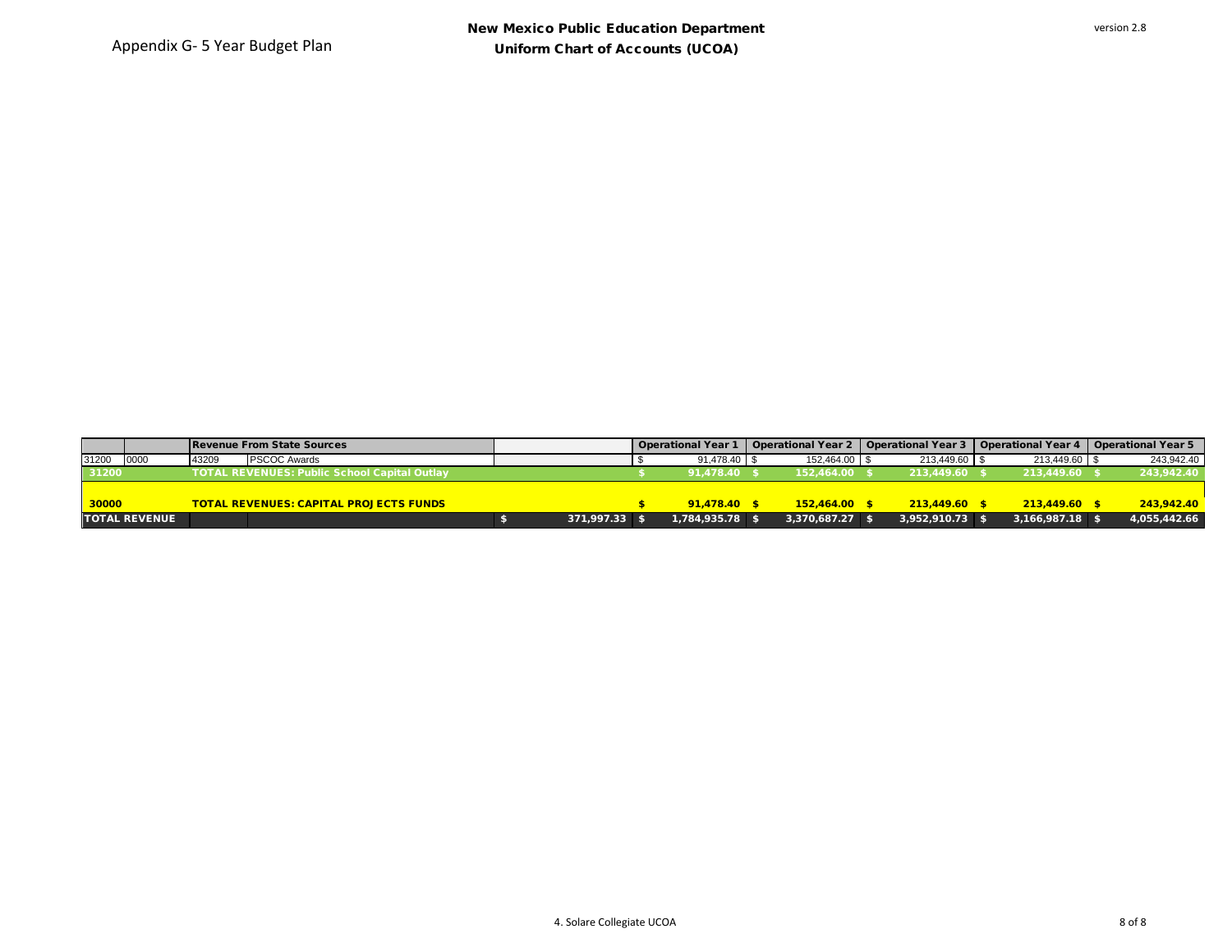Appendix G- 5 Year Budget Plan

**New Mexico Public Education Department**
**Uniform Chart of Accounts (UCOA)**

version 2.8

| | | | | | Operational Year 1 | Operational Year 2 | Operational Year 3 | Operational Year 4 | Operational Year 5 |
|---|---|---|---|---|---|---|---|---|---|
| | | **Revenue From State Sources** | | | | | | | |
| 31200 | 0000 | 43209 | PSCOC Awards | | $ 91,478.40 | $ 152,464.00 | $ 213,449.60 | $ 213,449.60 | $ 243,942.40 |
| **31200** | | **TOTAL REVENUES: Public School Capital Outlay** | | | **$ 91,478.40** | **$ 152,464.00** | **$ 213,449.60** | **$ 213,449.60** | **$ 243,942.40** |
| **30000** | | **TOTAL REVENUES: CAPITAL PROJECTS FUNDS** | | | **$ 91,478.40** | **$ 152,464.00** | **$ 213,449.60** | **$ 213,449.60** | **$ 243,942.40** |
| **TOTAL REVENUE** | | | | **$ 371,997.33** | **$ 1,784,935.78** | **$ 3,370,687.27** | **$ 3,952,910.73** | **$ 3,166,987.18** | **$ 4,055,442.66** |